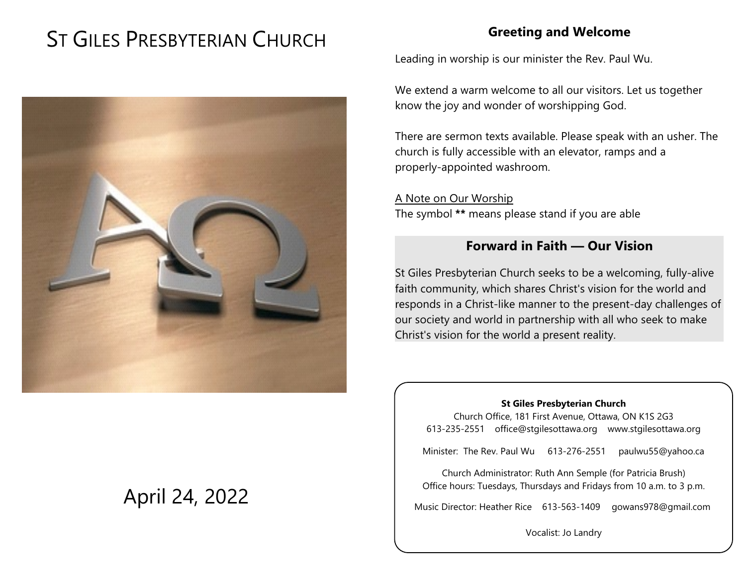# St Giles Presbyterian Church

April 24, 2022

## Greeting and Welcome

Leading in worship is our minister the Rev. Paul Wu.

We extend a warm welcome to all our visitors. Let us together know the joy and wonder of worshipping God.

There are sermon texts available. Please speak with an usher. The church is fully accessible with an elevator, ramps and a properly-appointed washroom.

A Note on Our Worship
The symbol **\*\*** means please stand if you are able

## Forward in Faith — Our Vision

St Giles Presbyterian Church seeks to be a welcoming, fully-alive faith community, which shares Christ's vision for the world and responds in a Christ-like manner to the present-day challenges of our society and world in partnership with all who seek to make Christ's vision for the world a present reality.

**St Giles Presbyterian Church**
Church Office, 181 First Avenue, Ottawa, ON K1S 2G3
613-235-2551 office@stgilesottawa.org www.stgilesottawa.org

Minister: The Rev. Paul Wu 613-276-2551 paulwu55@yahoo.ca

Church Administrator: Ruth Ann Semple (for Patricia Brush)
Office hours: Tuesdays, Thursdays and Fridays from 10 a.m. to 3 p.m.

Music Director: Heather Rice 613-563-1409 gowans978@gmail.com

Vocalist: Jo Landry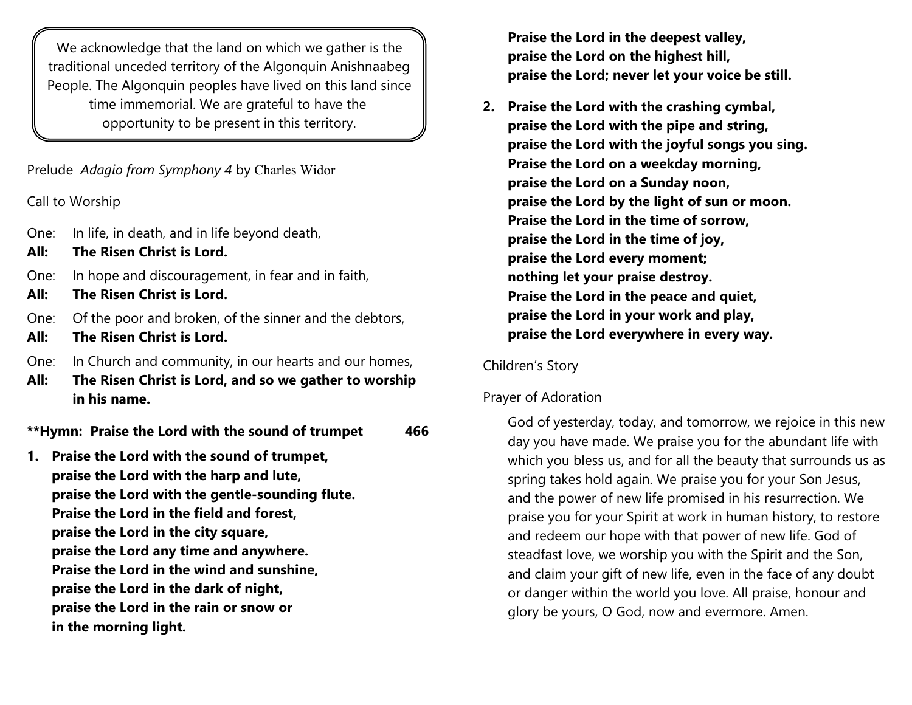> We acknowledge that the land on which we gather is the traditional unceded territory of the Algonquin Anishnaabeg People. The Algonquin peoples have lived on this land since time immemorial. We are grateful to have the opportunity to be present in this territory.

Prelude *Adagio from Symphony 4* by Charles Widor

Call to Worship

One: In life, in death, and in life beyond death,
**All: The Risen Christ is Lord.**

One: In hope and discouragement, in fear and in faith,
**All: The Risen Christ is Lord.**

One: Of the poor and broken, of the sinner and the debtors,
**All: The Risen Christ is Lord.**

One: In Church and community, in our hearts and our homes,
**All: The Risen Christ is Lord, and so we gather to worship in his name.**

**\*\*Hymn: Praise the Lord with the sound of trumpet 466**

1. **Praise the Lord with the sound of trumpet,
praise the Lord with the harp and lute,
praise the Lord with the gentle-sounding flute.
Praise the Lord in the field and forest,
praise the Lord in the city square,
praise the Lord any time and anywhere.
Praise the Lord in the wind and sunshine,
praise the Lord in the dark of night,
praise the Lord in the rain or snow or
in the morning light.
Praise the Lord in the deepest valley,
praise the Lord on the highest hill,
praise the Lord; never let your voice be still.**

2. **Praise the Lord with the crashing cymbal,
praise the Lord with the pipe and string,
praise the Lord with the joyful songs you sing.
Praise the Lord on a weekday morning,
praise the Lord on a Sunday noon,
praise the Lord by the light of sun or moon.
Praise the Lord in the time of sorrow,
praise the Lord in the time of joy,
praise the Lord every moment;
nothing let your praise destroy.
Praise the Lord in the peace and quiet,
praise the Lord in your work and play,
praise the Lord everywhere in every way.**

Children's Story

Prayer of Adoration

God of yesterday, today, and tomorrow, we rejoice in this new day you have made. We praise you for the abundant life with which you bless us, and for all the beauty that surrounds us as spring takes hold again. We praise you for your Son Jesus, and the power of new life promised in his resurrection. We praise you for your Spirit at work in human history, to restore and redeem our hope with that power of new life. God of steadfast love, we worship you with the Spirit and the Son, and claim your gift of new life, even in the face of any doubt or danger within the world you love. All praise, honour and glory be yours, O God, now and evermore. Amen.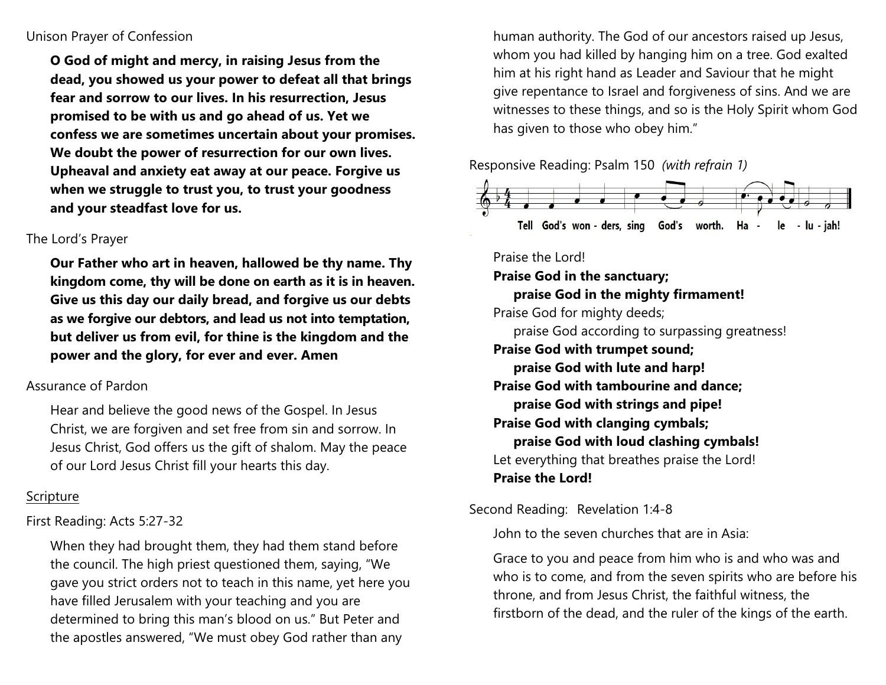Unison Prayer of Confession

**O God of might and mercy, in raising Jesus from the dead, you showed us your power to defeat all that brings fear and sorrow to our lives. In his resurrection, Jesus promised to be with us and go ahead of us. Yet we confess we are sometimes uncertain about your promises. We doubt the power of resurrection for our own lives. Upheaval and anxiety eat away at our peace. Forgive us when we struggle to trust you, to trust your goodness and your steadfast love for us.**

The Lord's Prayer

**Our Father who art in heaven, hallowed be thy name. Thy kingdom come, thy will be done on earth as it is in heaven. Give us this day our daily bread, and forgive us our debts as we forgive our debtors, and lead us not into temptation, but deliver us from evil, for thine is the kingdom and the power and the glory, for ever and ever. Amen**

Assurance of Pardon

Hear and believe the good news of the Gospel. In Jesus Christ, we are forgiven and set free from sin and sorrow. In Jesus Christ, God offers us the gift of shalom. May the peace of our Lord Jesus Christ fill your hearts this day.

Scripture

First Reading: Acts 5:27-32

When they had brought them, they had them stand before the council. The high priest questioned them, saying, "We gave you strict orders not to teach in this name, yet here you have filled Jerusalem with your teaching and you are determined to bring this man's blood on us." But Peter and the apostles answered, "We must obey God rather than any human authority. The God of our ancestors raised up Jesus, whom you had killed by hanging him on a tree. God exalted him at his right hand as Leader and Saviour that he might give repentance to Israel and forgiveness of sins. And we are witnesses to these things, and so is the Holy Spirit whom God has given to those who obey him."

Responsive Reading: Psalm 150 *(with refrain 1)*

Tell God's won - ders, sing God's worth. Ha - le - lu - jah!

Praise the Lord!
**Praise God in the sanctuary;**
**praise God in the mighty firmament!**
Praise God for mighty deeds;
praise God according to surpassing greatness!
**Praise God with trumpet sound;**
**praise God with lute and harp!**
**Praise God with tambourine and dance;**
**praise God with strings and pipe!**
**Praise God with clanging cymbals;**
**praise God with loud clashing cymbals!**
Let everything that breathes praise the Lord!
**Praise the Lord!**

Second Reading: Revelation 1:4-8

John to the seven churches that are in Asia:

Grace to you and peace from him who is and who was and who is to come, and from the seven spirits who are before his throne, and from Jesus Christ, the faithful witness, the firstborn of the dead, and the ruler of the kings of the earth.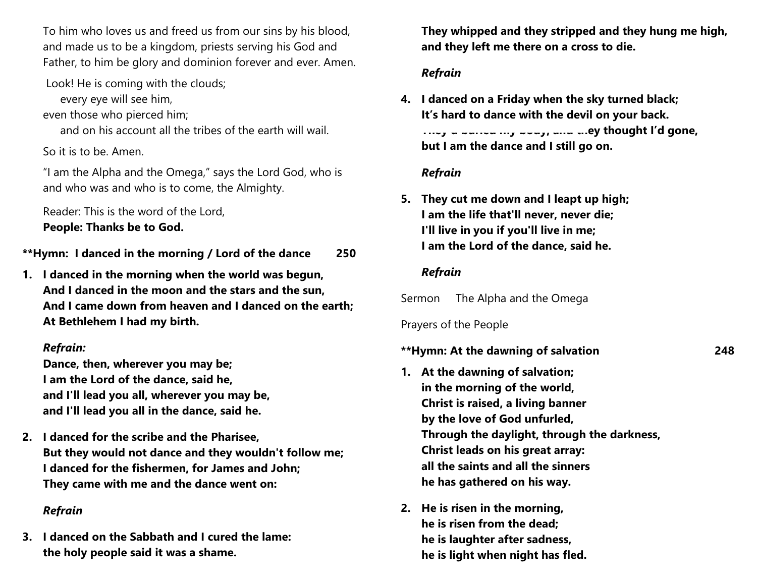To him who loves us and freed us from our sins by his blood, and made us to be a kingdom, priests serving his God and Father, to him be glory and dominion forever and ever. Amen.

Look! He is coming with the clouds;
  every eye will see him,
even those who pierced him;
  and on his account all the tribes of the earth will wail.

So it is to be. Amen.

"I am the Alpha and the Omega," says the Lord God, who is and who was and who is to come, the Almighty.

Reader: This is the word of the Lord,
**People: Thanks be to God.**

**\*\*Hymn: I danced in the morning / Lord of the dance 250**

1. **I danced in the morning when the world was begun,
And I danced in the moon and the stars and the sun,
And I came down from heaven and I danced on the earth;
At Bethlehem I had my birth.**

***Refrain:***
**Dance, then, wherever you may be;
I am the Lord of the dance, said he,
and I'll lead you all, wherever you may be,
and I'll lead you all in the dance, said he.**

2. **I danced for the scribe and the Pharisee,
But they would not dance and they wouldn't follow me;
I danced for the fishermen, for James and John;
They came with me and the dance went on:**

***Refrain***

3. **I danced on the Sabbath and I cured the lame:
the holy people said it was a shame.
They whipped and they stripped and they hung me high,
and they left me there on a cross to die.**

***Refrain***

4. **I danced on a Friday when the sky turned black;
It's hard to dance with the devil on your back.
They'd buried my body, and they thought I'd gone,
but I am the dance and I still go on.**

***Refrain***

5. **They cut me down and I leapt up high;
I am the life that'll never, never die;
I'll live in you if you'll live in me;
I am the Lord of the dance, said he.**

***Refrain***

Sermon  The Alpha and the Omega

Prayers of the People

**\*\*Hymn: At the dawning of salvation 248**

1. **At the dawning of salvation;
in the morning of the world,
Christ is raised, a living banner
by the love of God unfurled,
Through the daylight, through the darkness,
Christ leads on his great array:
all the saints and all the sinners
he has gathered on his way.**

2. **He is risen in the morning,
he is risen from the dead;
he is laughter after sadness,
he is light when night has fled.**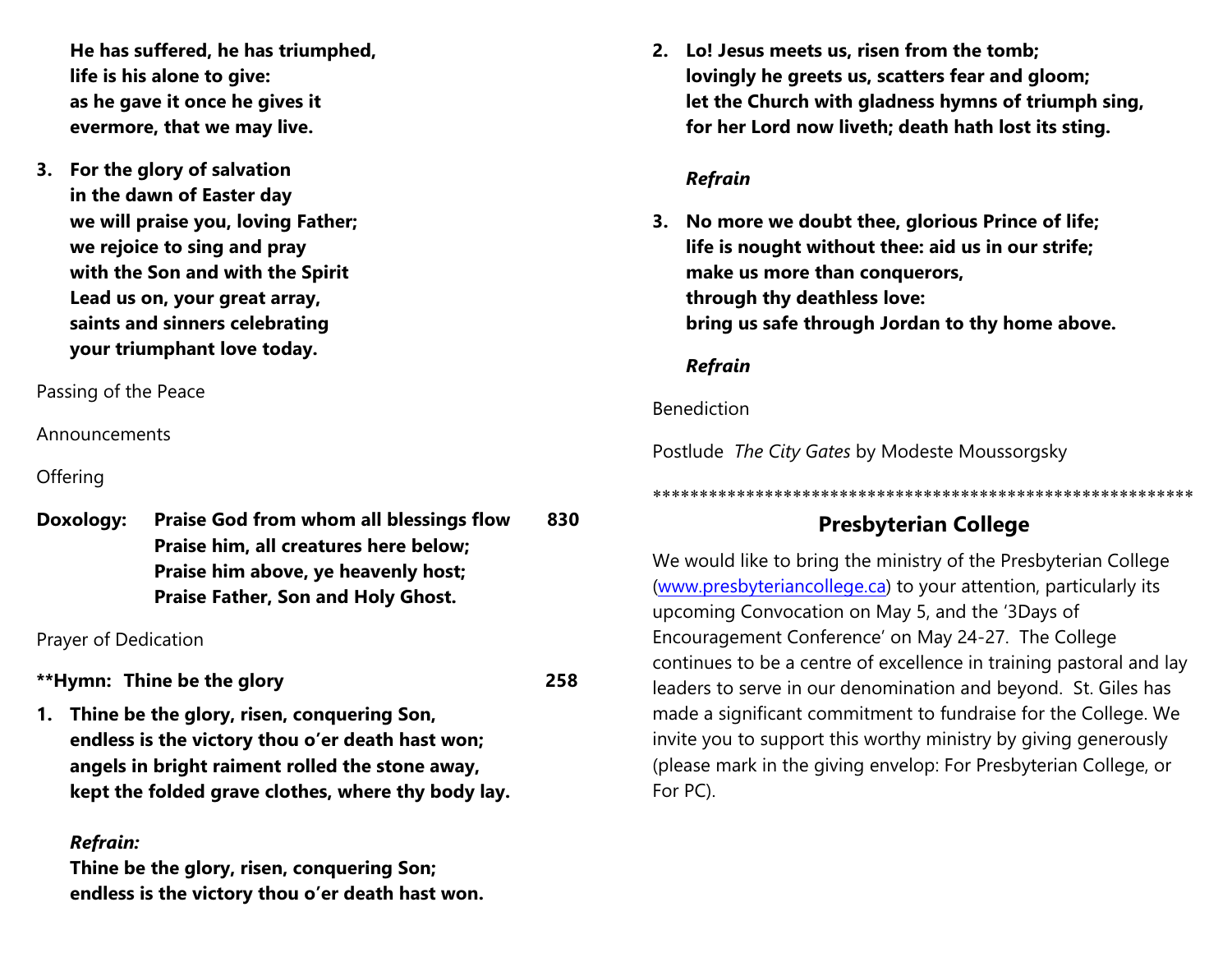**He has suffered, he has triumphed,**
**life is his alone to give:**
**as he gave it once he gives it**
**evermore, that we may live.**

3. **For the glory of salvation**
   **in the dawn of Easter day**
   **we will praise you, loving Father;**
   **we rejoice to sing and pray**
   **with the Son and with the Spirit**
   **Lead us on, your great array,**
   **saints and sinners celebrating**
   **your triumphant love today.**

Passing of the Peace

Announcements

Offering

**Doxology: Praise God from whom all blessings flow** **830**
**Praise him, all creatures here below;**
**Praise him above, ye heavenly host;**
**Praise Father, Son and Holy Ghost.**

Prayer of Dedication

**\*\*Hymn: Thine be the glory** **258**

1. **Thine be the glory, risen, conquering Son,**
   **endless is the victory thou o'er death hast won;**
   **angels in bright raiment rolled the stone away,**
   **kept the folded grave clothes, where thy body lay.**

   ***Refrain:***
   **Thine be the glory, risen, conquering Son;**
   **endless is the victory thou o'er death hast won.**

2. **Lo! Jesus meets us, risen from the tomb;**
   **lovingly he greets us, scatters fear and gloom;**
   **let the Church with gladness hymns of triumph sing,**
   **for her Lord now liveth; death hath lost its sting.**

   ***Refrain***

3. **No more we doubt thee, glorious Prince of life;**
   **life is nought without thee: aid us in our strife;**
   **make us more than conquerors,**
   **through thy deathless love:**
   **bring us safe through Jordan to thy home above.**

   ***Refrain***

Benediction

Postlude *The City Gates* by Modeste Moussorgsky

\*\*\*\*\*\*\*\*\*\*\*\*\*\*\*\*\*\*\*\*\*\*\*\*\*\*\*\*\*\*\*\*\*\*\*\*\*\*\*\*\*\*\*\*\*\*\*\*\*\*\*\*\*\*\*\*\*\*\*\*

## Presbyterian College

We would like to bring the ministry of the Presbyterian College (www.presbyteriancollege.ca) to your attention, particularly its upcoming Convocation on May 5, and the '3Days of Encouragement Conference' on May 24-27. The College continues to be a centre of excellence in training pastoral and lay leaders to serve in our denomination and beyond. St. Giles has made a significant commitment to fundraise for the College. We invite you to support this worthy ministry by giving generously (please mark in the giving envelop: For Presbyterian College, or For PC).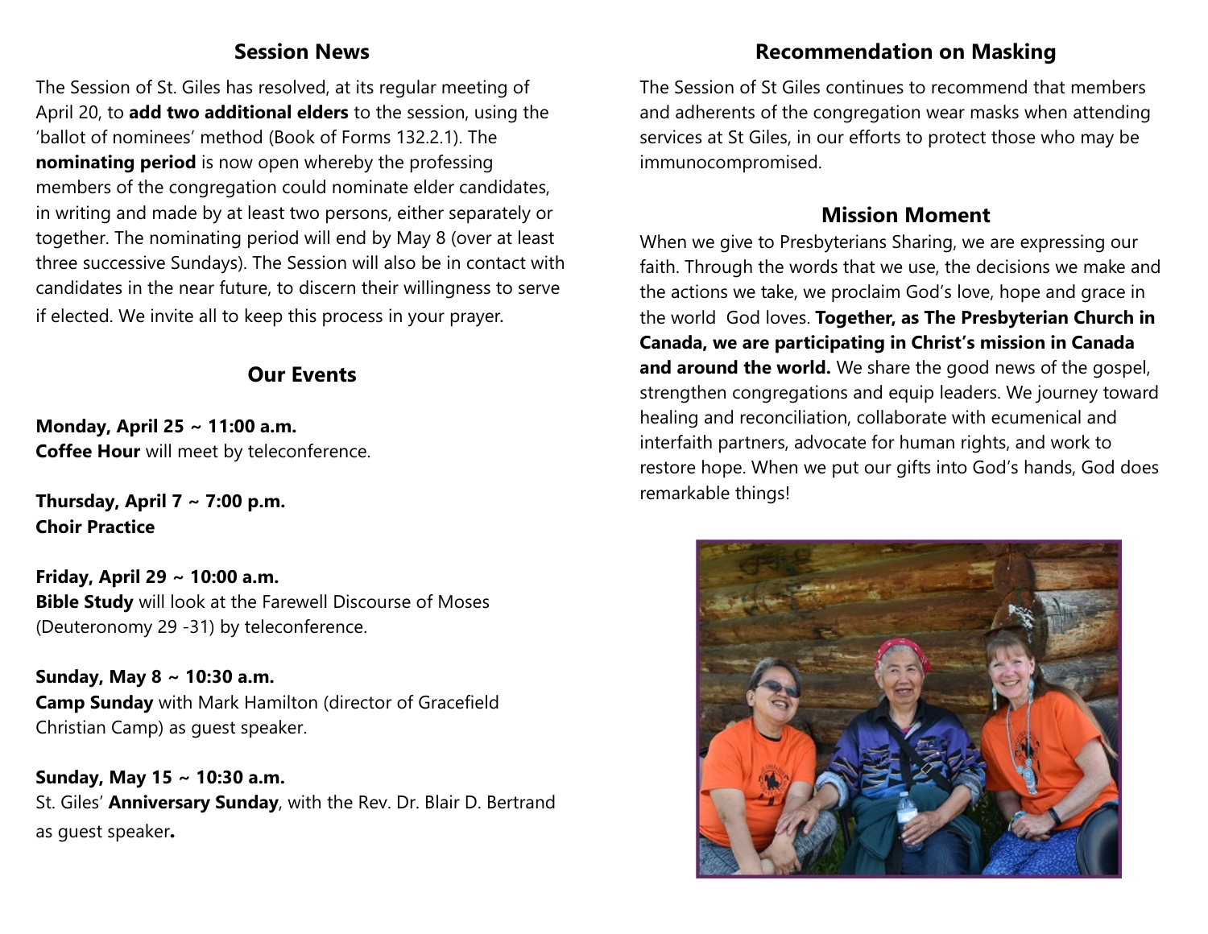## Session News

The Session of St. Giles has resolved, at its regular meeting of April 20, to **add two additional elders** to the session, using the 'ballot of nominees' method (Book of Forms 132.2.1). The **nominating period** is now open whereby the professing members of the congregation could nominate elder candidates, in writing and made by at least two persons, either separately or together. The nominating period will end by May 8 (over at least three successive Sundays). The Session will also be in contact with candidates in the near future, to discern their willingness to serve if elected. We invite all to keep this process in your prayer.

## Our Events

**Monday, April 25 ~ 11:00 a.m.**
**Coffee Hour** will meet by teleconference.

**Thursday, April 7 ~ 7:00 p.m.**
**Choir Practice**

**Friday, April 29 ~ 10:00 a.m.**
**Bible Study** will look at the Farewell Discourse of Moses (Deuteronomy 29 -31) by teleconference.

**Sunday, May 8 ~ 10:30 a.m.**
**Camp Sunday** with Mark Hamilton (director of Gracefield Christian Camp) as guest speaker.

**Sunday, May 15 ~ 10:30 a.m.**
St. Giles' **Anniversary Sunday**, with the Rev. Dr. Blair D. Bertrand as guest speaker**.**

## Recommendation on Masking

The Session of St Giles continues to recommend that members and adherents of the congregation wear masks when attending services at St Giles, in our efforts to protect those who may be immunocompromised.

## Mission Moment

When we give to Presbyterians Sharing, we are expressing our faith. Through the words that we use, the decisions we make and the actions we take, we proclaim God's love, hope and grace in the world God loves. **Together, as The Presbyterian Church in Canada, we are participating in Christ's mission in Canada and around the world.** We share the good news of the gospel, strengthen congregations and equip leaders. We journey toward healing and reconciliation, collaborate with ecumenical and interfaith partners, advocate for human rights, and work to restore hope. When we put our gifts into God's hands, God does remarkable things!